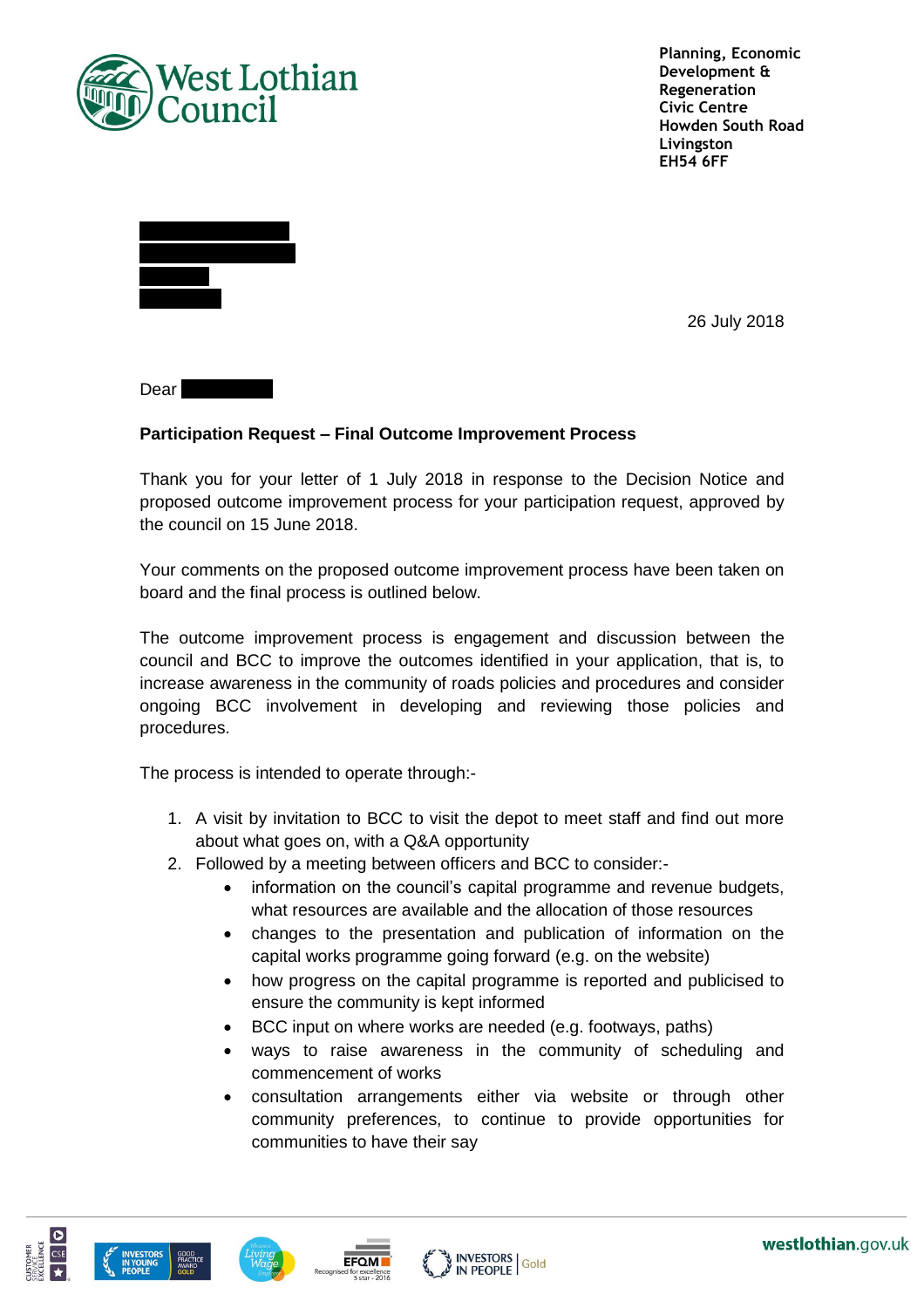West Lothian Council

**Planning, Economic Development & Regeneration**
**Civic Centre**
**Howden South Road**
**Livingston**
**EH54 6FF**

26 July 2018

Dear

**Participation Request – Final Outcome Improvement Process**

Thank you for your letter of 1 July 2018 in response to the Decision Notice and proposed outcome improvement process for your participation request, approved by the council on 15 June 2018.

Your comments on the proposed outcome improvement process have been taken on board and the final process is outlined below.

The outcome improvement process is engagement and discussion between the council and BCC to improve the outcomes identified in your application, that is, to increase awareness in the community of roads policies and procedures and consider ongoing BCC involvement in developing and reviewing those policies and procedures.

The process is intended to operate through:-

1. A visit by invitation to BCC to visit the depot to meet staff and find out more about what goes on, with a Q&A opportunity
2. Followed by a meeting between officers and BCC to consider:-
   - information on the council's capital programme and revenue budgets, what resources are available and the allocation of those resources
   - changes to the presentation and publication of information on the capital works programme going forward (e.g. on the website)
   - how progress on the capital programme is reported and publicised to ensure the community is kept informed
   - BCC input on where works are needed (e.g. footways, paths)
   - ways to raise awareness in the community of scheduling and commencement of works
   - consultation arrangements either via website or through other community preferences, to continue to provide opportunities for communities to have their say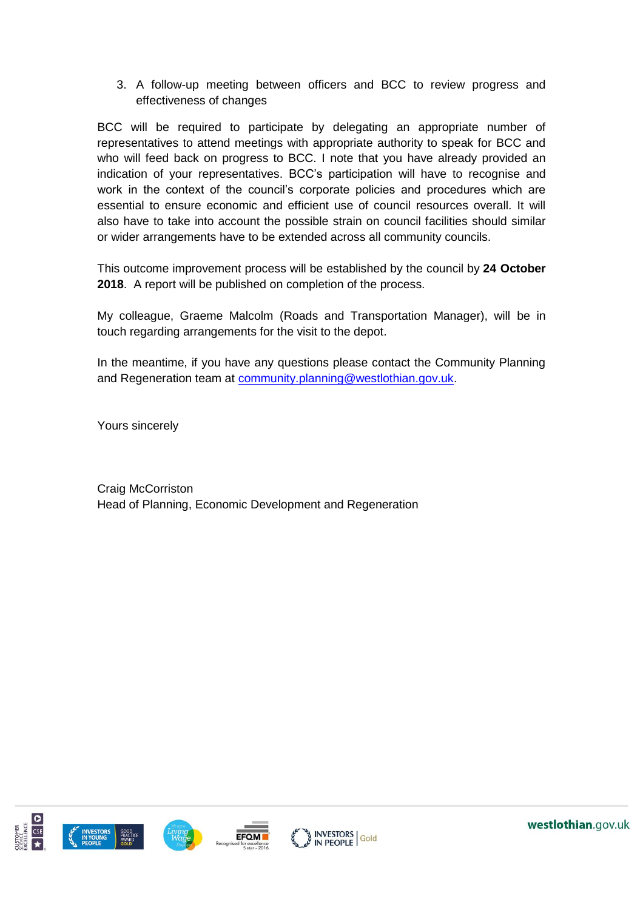3. A follow-up meeting between officers and BCC to review progress and effectiveness of changes

BCC will be required to participate by delegating an appropriate number of representatives to attend meetings with appropriate authority to speak for BCC and who will feed back on progress to BCC. I note that you have already provided an indication of your representatives. BCC's participation will have to recognise and work in the context of the council's corporate policies and procedures which are essential to ensure economic and efficient use of council resources overall. It will also have to take into account the possible strain on council facilities should similar or wider arrangements have to be extended across all community councils.

This outcome improvement process will be established by the council by **24 October 2018**. A report will be published on completion of the process.

My colleague, Graeme Malcolm (Roads and Transportation Manager), will be in touch regarding arrangements for the visit to the depot.

In the meantime, if you have any questions please contact the Community Planning and Regeneration team at community.planning@westlothian.gov.uk.

Yours sincerely

Craig McCorriston
Head of Planning, Economic Development and Regeneration